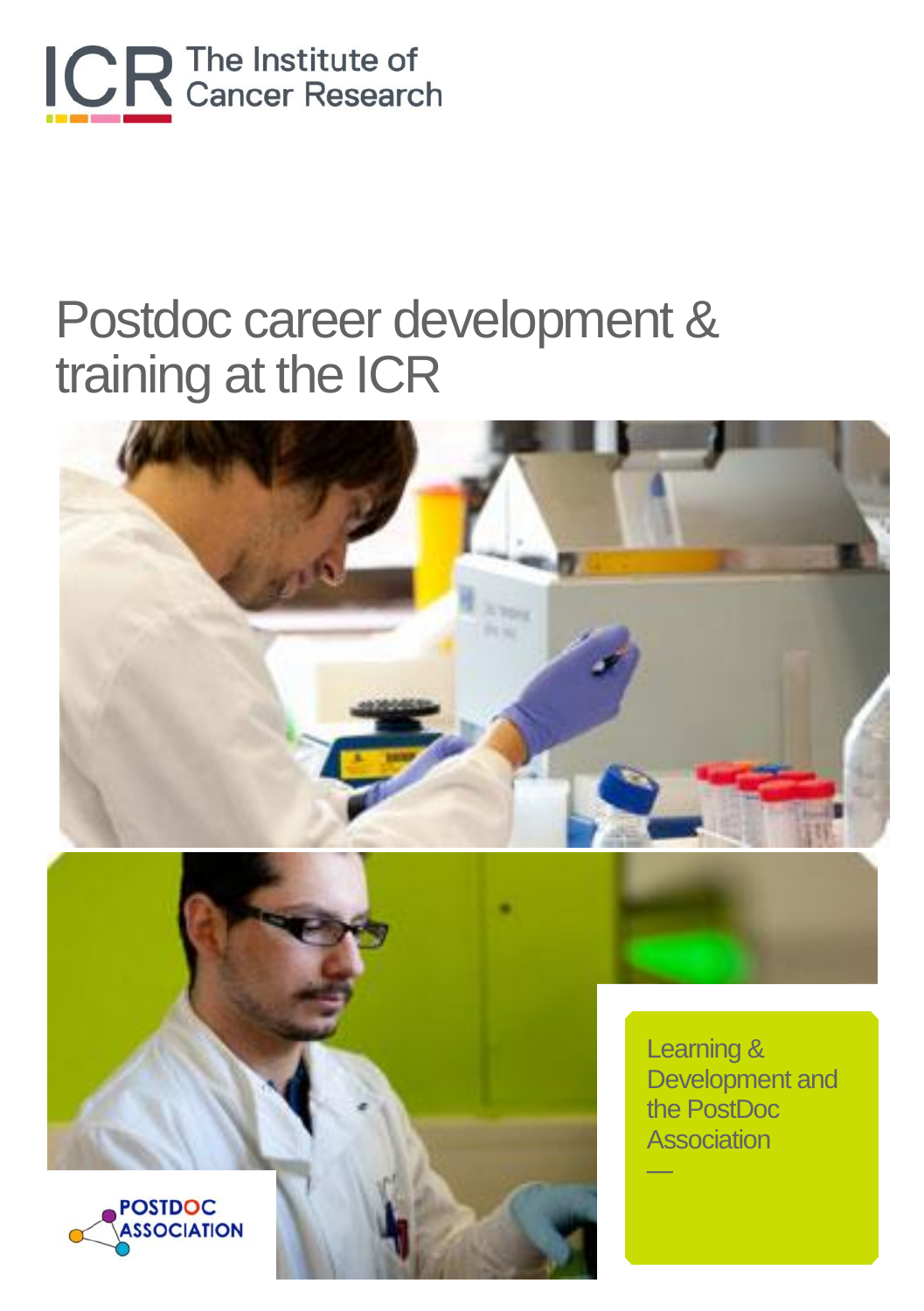ICR The Institute of Cancer Research

# Postdoc career development & training at the ICR

Learning & Development and the PostDoc Association

—

POSTDOC ASSOCIATION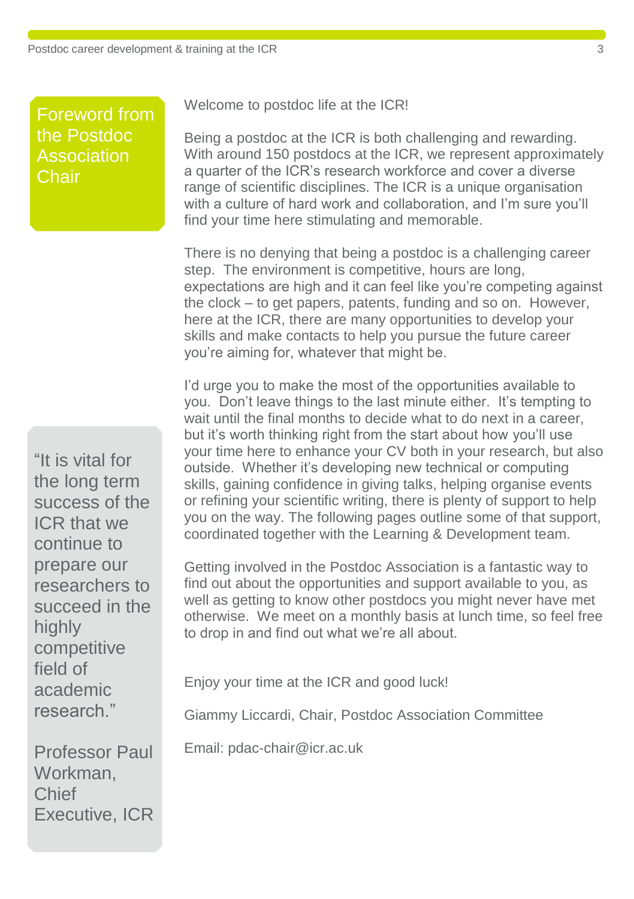## Foreword from the Postdoc Association Chair

Welcome to postdoc life at the ICR!

Being a postdoc at the ICR is both challenging and rewarding. With around 150 postdocs at the ICR, we represent approximately a quarter of the ICR's research workforce and cover a diverse range of scientific disciplines. The ICR is a unique organisation with a culture of hard work and collaboration, and I'm sure you'll find your time here stimulating and memorable.

There is no denying that being a postdoc is a challenging career step. The environment is competitive, hours are long, expectations are high and it can feel like you're competing against the clock – to get papers, patents, funding and so on. However, here at the ICR, there are many opportunities to develop your skills and make contacts to help you pursue the future career you're aiming for, whatever that might be.

I'd urge you to make the most of the opportunities available to you. Don't leave things to the last minute either. It's tempting to wait until the final months to decide what to do next in a career, but it's worth thinking right from the start about how you'll use your time here to enhance your CV both in your research, but also outside. Whether it's developing new technical or computing skills, gaining confidence in giving talks, helping organise events or refining your scientific writing, there is plenty of support to help you on the way. The following pages outline some of that support, coordinated together with the Learning & Development team.

Getting involved in the Postdoc Association is a fantastic way to find out about the opportunities and support available to you, as well as getting to know other postdocs you might never have met otherwise. We meet on a monthly basis at lunch time, so feel free to drop in and find out what we're all about.

Enjoy your time at the ICR and good luck!

Giammy Liccardi, Chair, Postdoc Association Committee

Email: pdac-chair@icr.ac.uk

> "It is vital for the long term success of the ICR that we continue to prepare our researchers to succeed in the highly competitive field of academic research."
>
> Professor Paul Workman, Chief Executive, ICR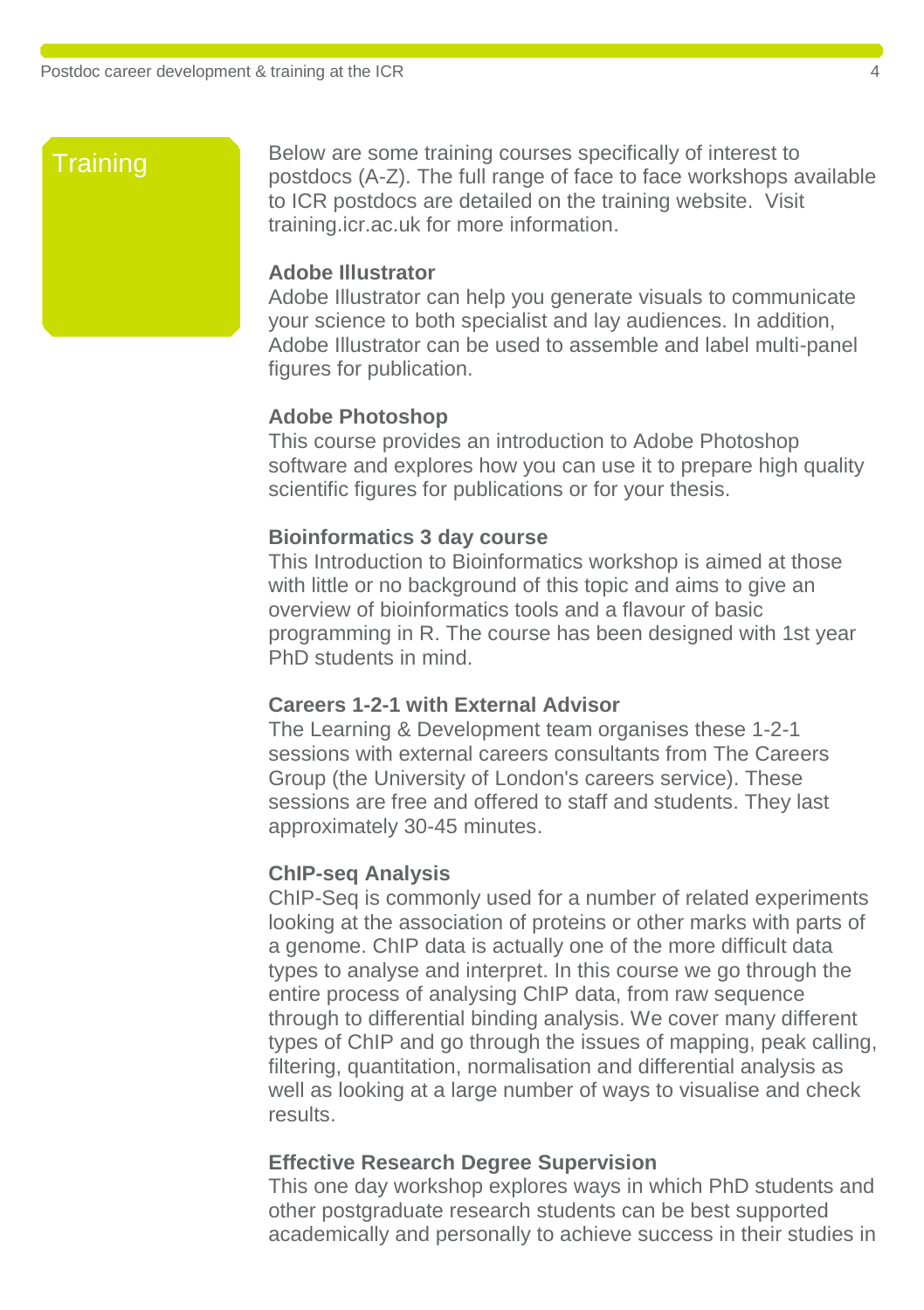## Training

Below are some training courses specifically of interest to postdocs (A-Z). The full range of face to face workshops available to ICR postdocs are detailed on the training website. Visit training.icr.ac.uk for more information.

**Adobe Illustrator**
Adobe Illustrator can help you generate visuals to communicate your science to both specialist and lay audiences. In addition, Adobe Illustrator can be used to assemble and label multi-panel figures for publication.

**Adobe Photoshop**
This course provides an introduction to Adobe Photoshop software and explores how you can use it to prepare high quality scientific figures for publications or for your thesis.

**Bioinformatics 3 day course**
This Introduction to Bioinformatics workshop is aimed at those with little or no background of this topic and aims to give an overview of bioinformatics tools and a flavour of basic programming in R. The course has been designed with 1st year PhD students in mind.

**Careers 1-2-1 with External Advisor**
The Learning & Development team organises these 1-2-1 sessions with external careers consultants from The Careers Group (the University of London's careers service). These sessions are free and offered to staff and students. They last approximately 30-45 minutes.

**ChIP-seq Analysis**
ChIP-Seq is commonly used for a number of related experiments looking at the association of proteins or other marks with parts of a genome. ChIP data is actually one of the more difficult data types to analyse and interpret. In this course we go through the entire process of analysing ChIP data, from raw sequence through to differential binding analysis. We cover many different types of ChIP and go through the issues of mapping, peak calling, filtering, quantitation, normalisation and differential analysis as well as looking at a large number of ways to visualise and check results.

**Effective Research Degree Supervision**
This one day workshop explores ways in which PhD students and other postgraduate research students can be best supported academically and personally to achieve success in their studies in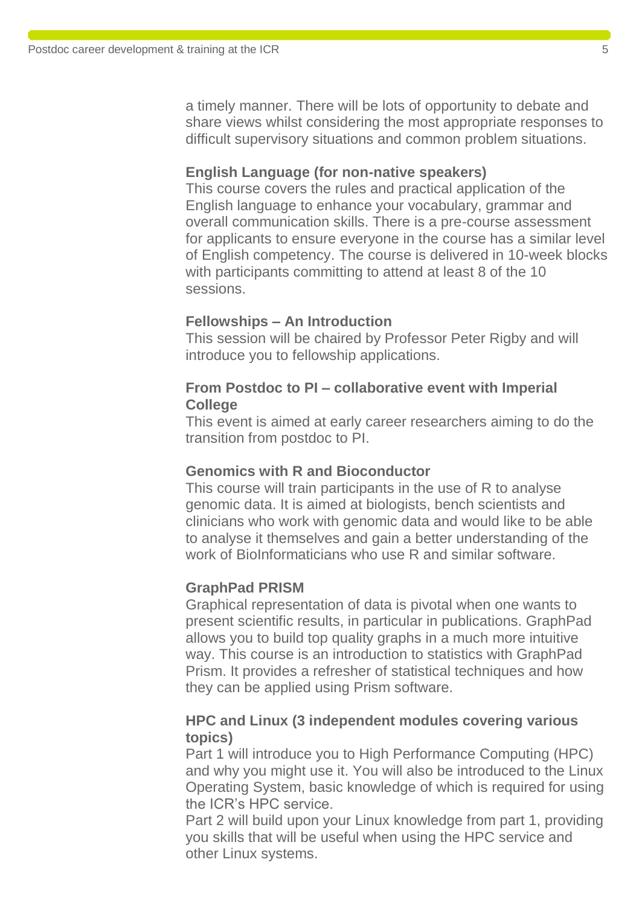a timely manner. There will be lots of opportunity to debate and share views whilst considering the most appropriate responses to difficult supervisory situations and common problem situations.

**English Language (for non-native speakers)**
This course covers the rules and practical application of the English language to enhance your vocabulary, grammar and overall communication skills. There is a pre-course assessment for applicants to ensure everyone in the course has a similar level of English competency. The course is delivered in 10-week blocks with participants committing to attend at least 8 of the 10 sessions.

**Fellowships – An Introduction**
This session will be chaired by Professor Peter Rigby and will introduce you to fellowship applications.

**From Postdoc to PI – collaborative event with Imperial College**
This event is aimed at early career researchers aiming to do the transition from postdoc to PI.

**Genomics with R and Bioconductor**
This course will train participants in the use of R to analyse genomic data. It is aimed at biologists, bench scientists and clinicians who work with genomic data and would like to be able to analyse it themselves and gain a better understanding of the work of BioInformaticians who use R and similar software.

**GraphPad PRISM**
Graphical representation of data is pivotal when one wants to present scientific results, in particular in publications. GraphPad allows you to build top quality graphs in a much more intuitive way. This course is an introduction to statistics with GraphPad Prism. It provides a refresher of statistical techniques and how they can be applied using Prism software.

**HPC and Linux (3 independent modules covering various topics)**
Part 1 will introduce you to High Performance Computing (HPC) and why you might use it. You will also be introduced to the Linux Operating System, basic knowledge of which is required for using the ICR's HPC service.
Part 2 will build upon your Linux knowledge from part 1, providing you skills that will be useful when using the HPC service and other Linux systems.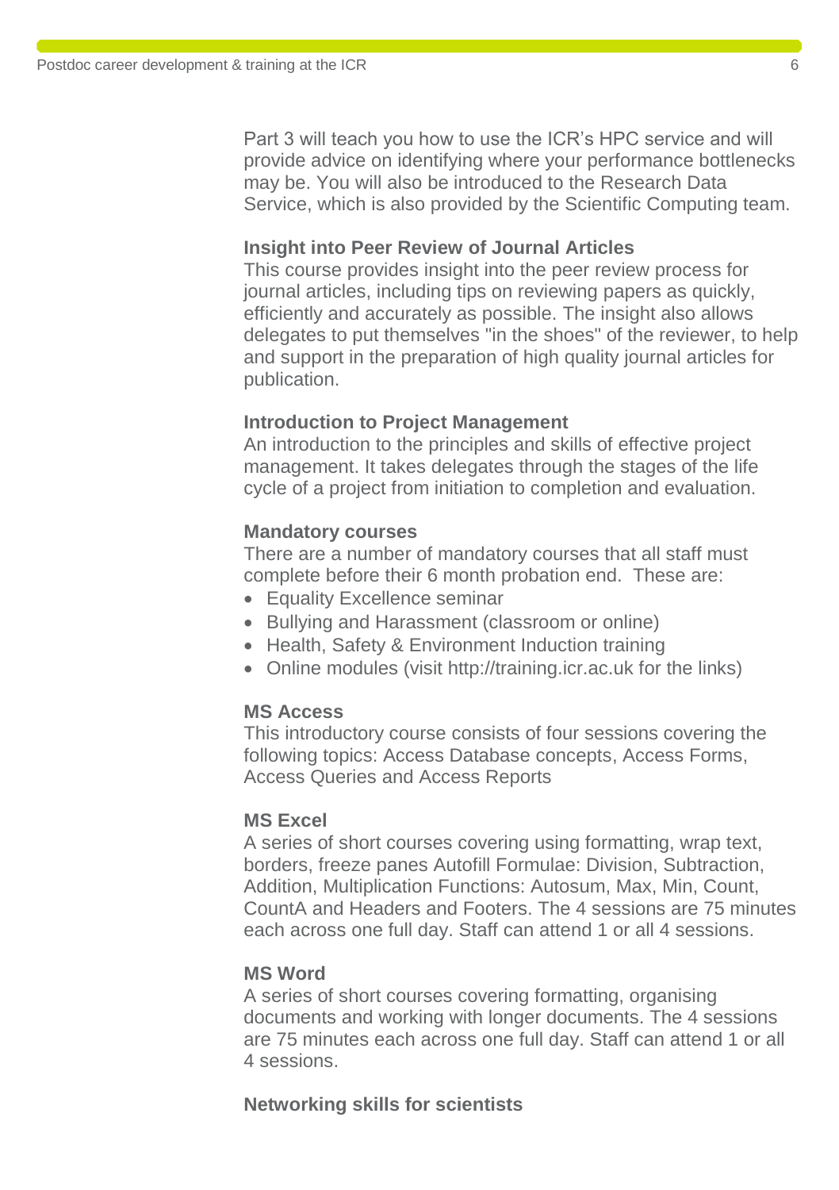Part 3 will teach you how to use the ICR's HPC service and will provide advice on identifying where your performance bottlenecks may be. You will also be introduced to the Research Data Service, which is also provided by the Scientific Computing team.

**Insight into Peer Review of Journal Articles**

This course provides insight into the peer review process for journal articles, including tips on reviewing papers as quickly, efficiently and accurately as possible. The insight also allows delegates to put themselves "in the shoes" of the reviewer, to help and support in the preparation of high quality journal articles for publication.

**Introduction to Project Management**

An introduction to the principles and skills of effective project management. It takes delegates through the stages of the life cycle of a project from initiation to completion and evaluation.

**Mandatory courses**

There are a number of mandatory courses that all staff must complete before their 6 month probation end. These are:

- Equality Excellence seminar
- Bullying and Harassment (classroom or online)
- Health, Safety & Environment Induction training
- Online modules (visit http://training.icr.ac.uk for the links)

**MS Access**

This introductory course consists of four sessions covering the following topics: Access Database concepts, Access Forms, Access Queries and Access Reports

**MS Excel**

A series of short courses covering using formatting, wrap text, borders, freeze panes Autofill Formulae: Division, Subtraction, Addition, Multiplication Functions: Autosum, Max, Min, Count, CountA and Headers and Footers. The 4 sessions are 75 minutes each across one full day. Staff can attend 1 or all 4 sessions.

**MS Word**

A series of short courses covering formatting, organising documents and working with longer documents. The 4 sessions are 75 minutes each across one full day. Staff can attend 1 or all 4 sessions.

**Networking skills for scientists**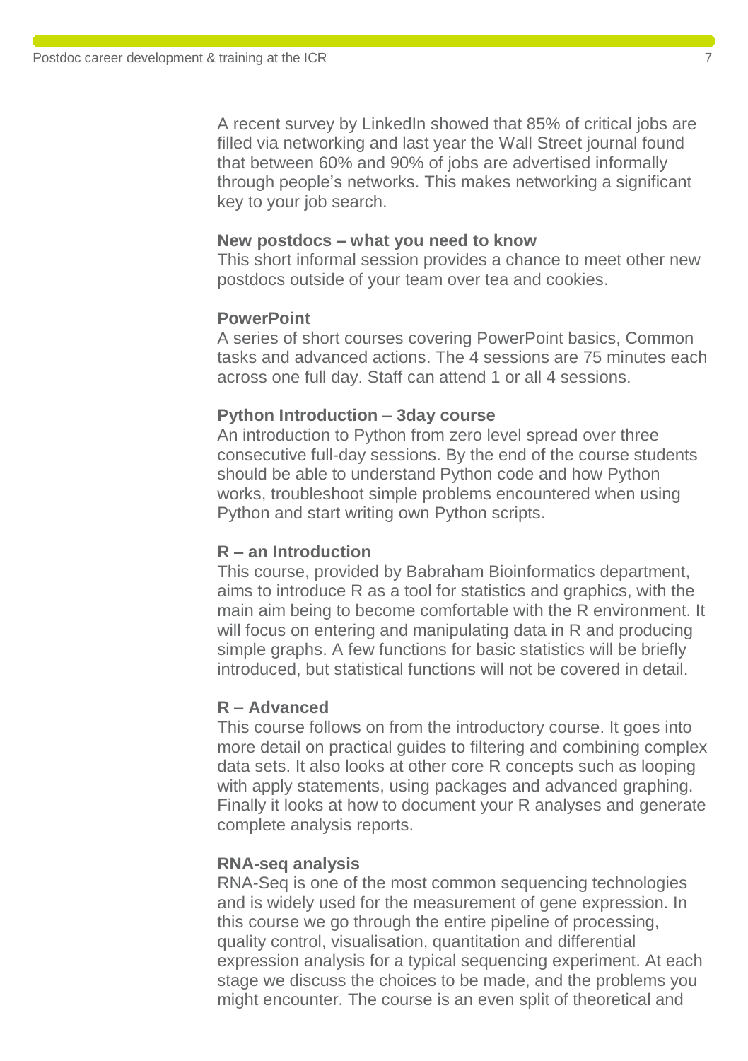A recent survey by LinkedIn showed that 85% of critical jobs are filled via networking and last year the Wall Street journal found that between 60% and 90% of jobs are advertised informally through people's networks. This makes networking a significant key to your job search.

**New postdocs – what you need to know**
This short informal session provides a chance to meet other new postdocs outside of your team over tea and cookies.

**PowerPoint**
A series of short courses covering PowerPoint basics, Common tasks and advanced actions. The 4 sessions are 75 minutes each across one full day. Staff can attend 1 or all 4 sessions.

**Python Introduction – 3day course**
An introduction to Python from zero level spread over three consecutive full-day sessions. By the end of the course students should be able to understand Python code and how Python works, troubleshoot simple problems encountered when using Python and start writing own Python scripts.

**R – an Introduction**
This course, provided by Babraham Bioinformatics department, aims to introduce R as a tool for statistics and graphics, with the main aim being to become comfortable with the R environment. It will focus on entering and manipulating data in R and producing simple graphs. A few functions for basic statistics will be briefly introduced, but statistical functions will not be covered in detail.

**R – Advanced**
This course follows on from the introductory course. It goes into more detail on practical guides to filtering and combining complex data sets. It also looks at other core R concepts such as looping with apply statements, using packages and advanced graphing. Finally it looks at how to document your R analyses and generate complete analysis reports.

**RNA-seq analysis**
RNA-Seq is one of the most common sequencing technologies and is widely used for the measurement of gene expression. In this course we go through the entire pipeline of processing, quality control, visualisation, quantitation and differential expression analysis for a typical sequencing experiment. At each stage we discuss the choices to be made, and the problems you might encounter. The course is an even split of theoretical and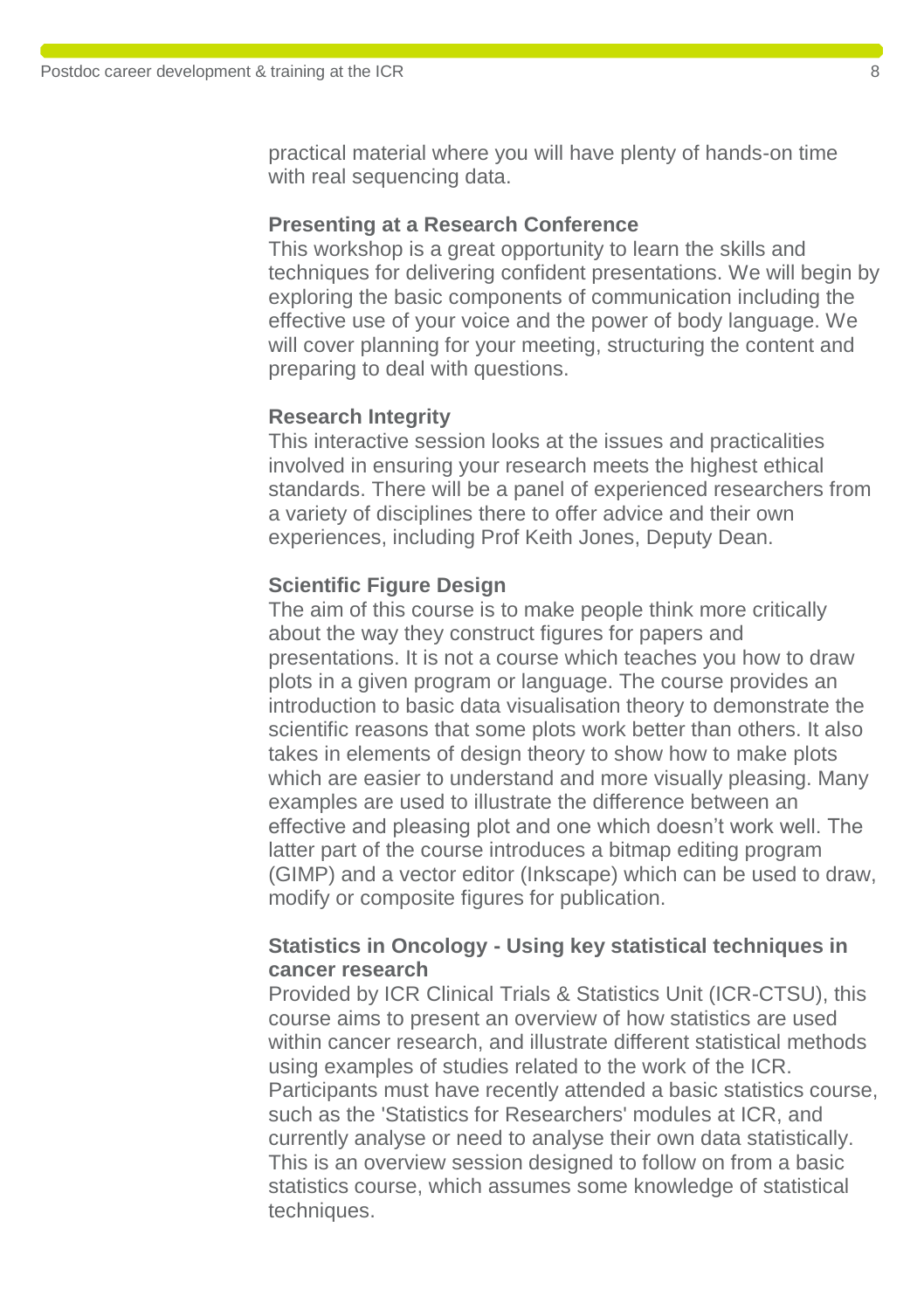practical material where you will have plenty of hands-on time with real sequencing data.

### Presenting at a Research Conference

This workshop is a great opportunity to learn the skills and techniques for delivering confident presentations. We will begin by exploring the basic components of communication including the effective use of your voice and the power of body language. We will cover planning for your meeting, structuring the content and preparing to deal with questions.

### Research Integrity

This interactive session looks at the issues and practicalities involved in ensuring your research meets the highest ethical standards. There will be a panel of experienced researchers from a variety of disciplines there to offer advice and their own experiences, including Prof Keith Jones, Deputy Dean.

### Scientific Figure Design

The aim of this course is to make people think more critically about the way they construct figures for papers and presentations. It is not a course which teaches you how to draw plots in a given program or language. The course provides an introduction to basic data visualisation theory to demonstrate the scientific reasons that some plots work better than others. It also takes in elements of design theory to show how to make plots which are easier to understand and more visually pleasing. Many examples are used to illustrate the difference between an effective and pleasing plot and one which doesn't work well. The latter part of the course introduces a bitmap editing program (GIMP) and a vector editor (Inkscape) which can be used to draw, modify or composite figures for publication.

### Statistics in Oncology - Using key statistical techniques in cancer research

Provided by ICR Clinical Trials & Statistics Unit (ICR-CTSU), this course aims to present an overview of how statistics are used within cancer research, and illustrate different statistical methods using examples of studies related to the work of the ICR. Participants must have recently attended a basic statistics course, such as the 'Statistics for Researchers' modules at ICR, and currently analyse or need to analyse their own data statistically. This is an overview session designed to follow on from a basic statistics course, which assumes some knowledge of statistical techniques.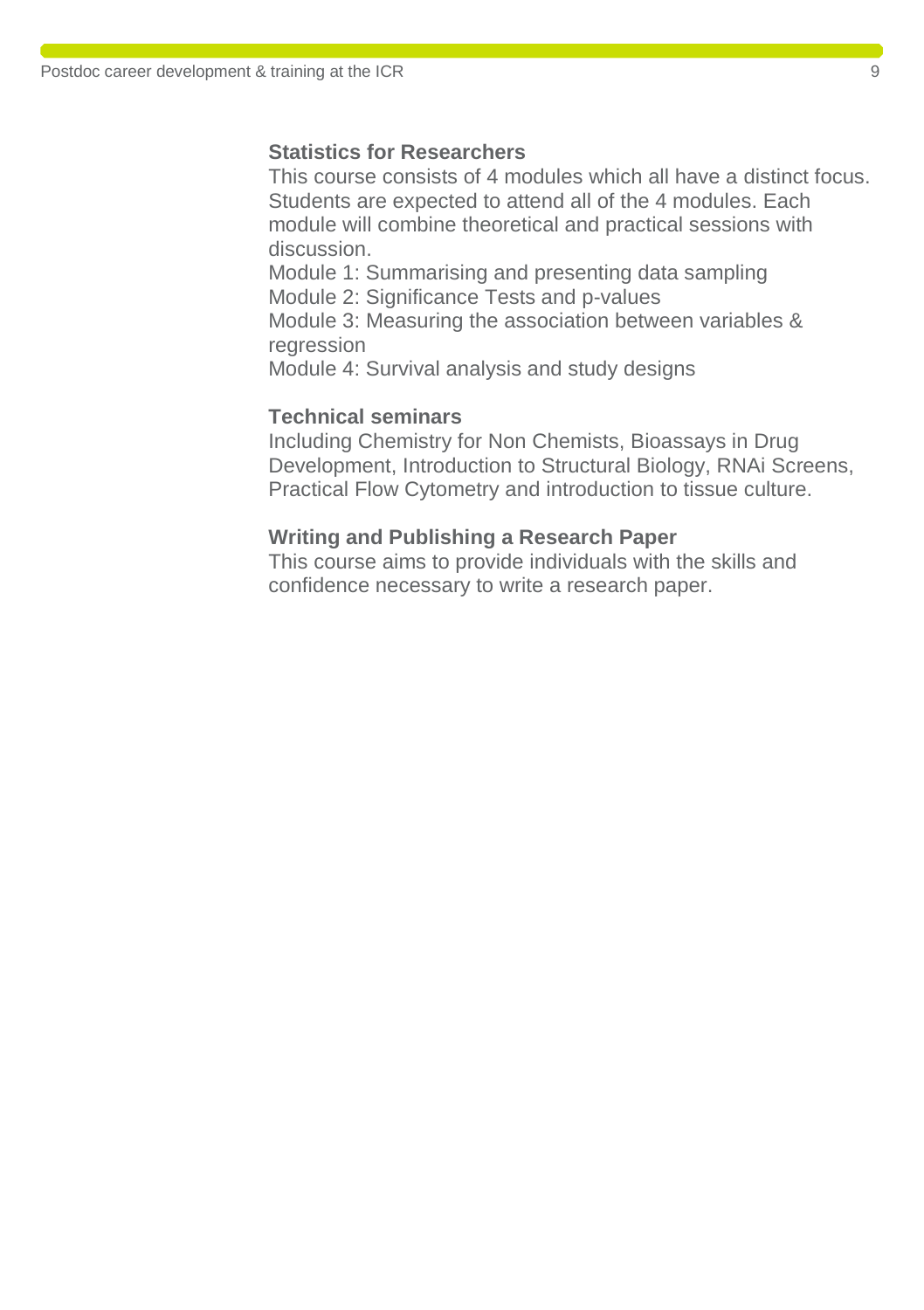**Statistics for Researchers**

This course consists of 4 modules which all have a distinct focus. Students are expected to attend all of the 4 modules. Each module will combine theoretical and practical sessions with discussion.

Module 1: Summarising and presenting data sampling
Module 2: Significance Tests and p-values
Module 3: Measuring the association between variables & regression
Module 4: Survival analysis and study designs

**Technical seminars**

Including Chemistry for Non Chemists, Bioassays in Drug Development, Introduction to Structural Biology, RNAi Screens, Practical Flow Cytometry and introduction to tissue culture.

**Writing and Publishing a Research Paper**

This course aims to provide individuals with the skills and confidence necessary to write a research paper.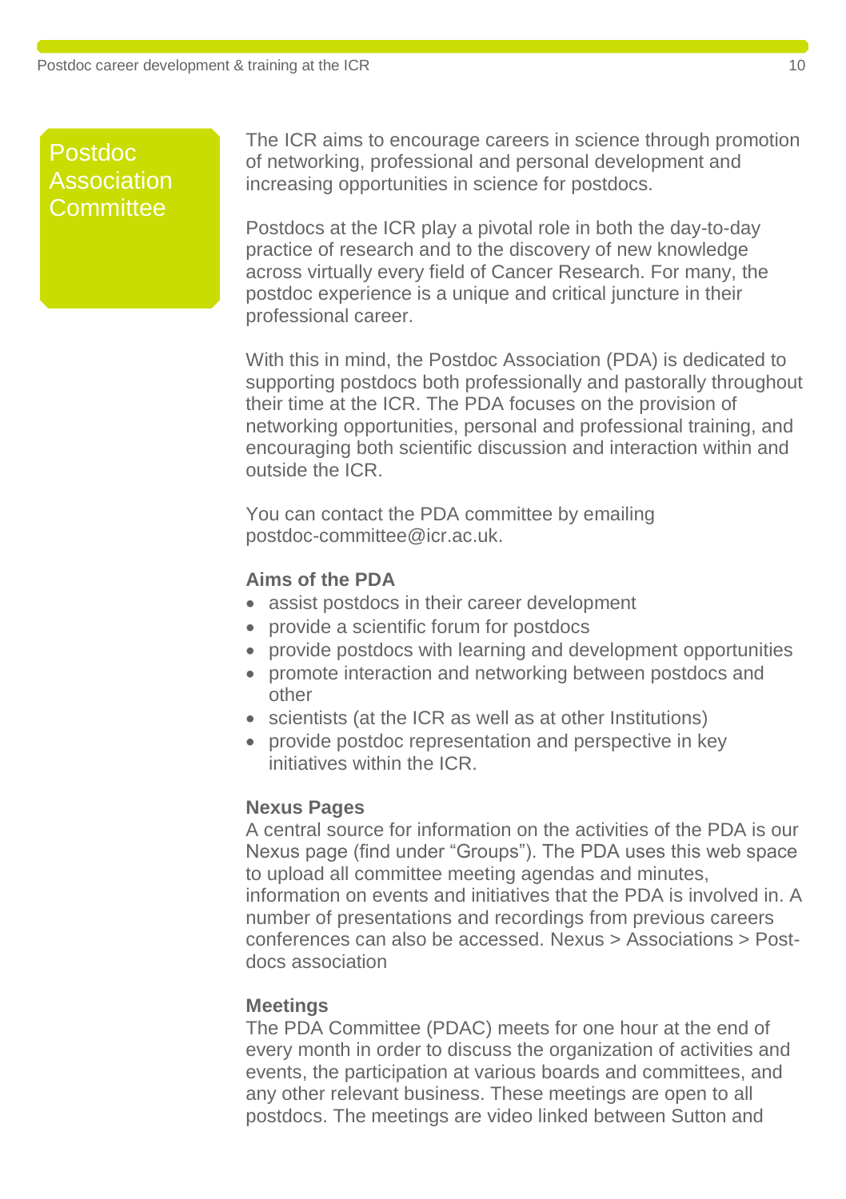## Postdoc Association Committee

The ICR aims to encourage careers in science through promotion of networking, professional and personal development and increasing opportunities in science for postdocs.

Postdocs at the ICR play a pivotal role in both the day-to-day practice of research and to the discovery of new knowledge across virtually every field of Cancer Research. For many, the postdoc experience is a unique and critical juncture in their professional career.

With this in mind, the Postdoc Association (PDA) is dedicated to supporting postdocs both professionally and pastorally throughout their time at the ICR. The PDA focuses on the provision of networking opportunities, personal and professional training, and encouraging both scientific discussion and interaction within and outside the ICR.

You can contact the PDA committee by emailing postdoc-committee@icr.ac.uk.

**Aims of the PDA**

- assist postdocs in their career development
- provide a scientific forum for postdocs
- provide postdocs with learning and development opportunities
- promote interaction and networking between postdocs and other
- scientists (at the ICR as well as at other Institutions)
- provide postdoc representation and perspective in key initiatives within the ICR.

**Nexus Pages**

A central source for information on the activities of the PDA is our Nexus page (find under “Groups”). The PDA uses this web space to upload all committee meeting agendas and minutes, information on events and initiatives that the PDA is involved in. A number of presentations and recordings from previous careers conferences can also be accessed. Nexus > Associations > Post-docs association

**Meetings**

The PDA Committee (PDAC) meets for one hour at the end of every month in order to discuss the organization of activities and events, the participation at various boards and committees, and any other relevant business. These meetings are open to all postdocs. The meetings are video linked between Sutton and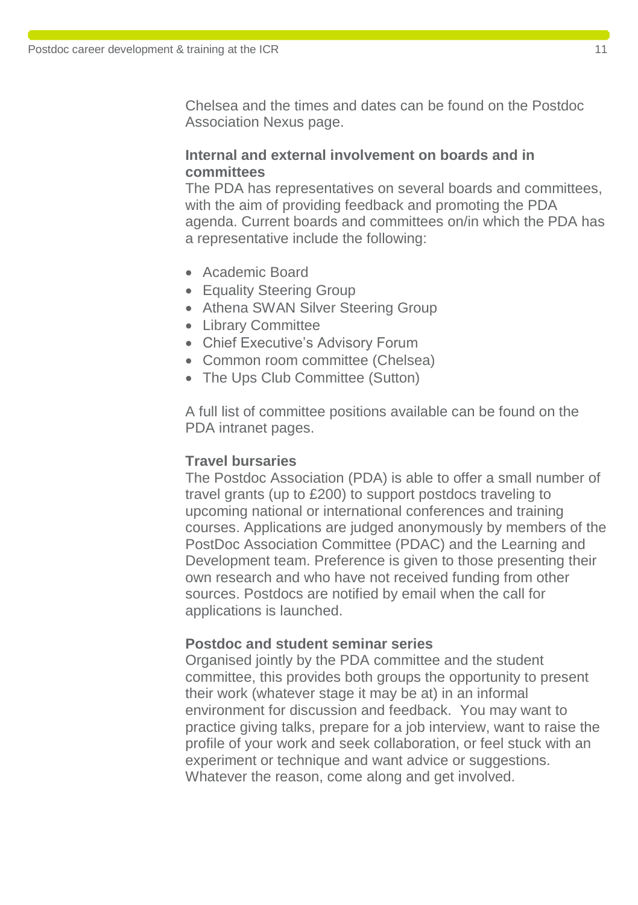Chelsea and the times and dates can be found on the Postdoc Association Nexus page.

### Internal and external involvement on boards and in committees

The PDA has representatives on several boards and committees, with the aim of providing feedback and promoting the PDA agenda. Current boards and committees on/in which the PDA has a representative include the following:

- Academic Board
- Equality Steering Group
- Athena SWAN Silver Steering Group
- Library Committee
- Chief Executive's Advisory Forum
- Common room committee (Chelsea)
- The Ups Club Committee (Sutton)

A full list of committee positions available can be found on the PDA intranet pages.

### Travel bursaries

The Postdoc Association (PDA) is able to offer a small number of travel grants (up to £200) to support postdocs traveling to upcoming national or international conferences and training courses. Applications are judged anonymously by members of the PostDoc Association Committee (PDAC) and the Learning and Development team. Preference is given to those presenting their own research and who have not received funding from other sources. Postdocs are notified by email when the call for applications is launched.

### Postdoc and student seminar series

Organised jointly by the PDA committee and the student committee, this provides both groups the opportunity to present their work (whatever stage it may be at) in an informal environment for discussion and feedback. You may want to practice giving talks, prepare for a job interview, want to raise the profile of your work and seek collaboration, or feel stuck with an experiment or technique and want advice or suggestions. Whatever the reason, come along and get involved.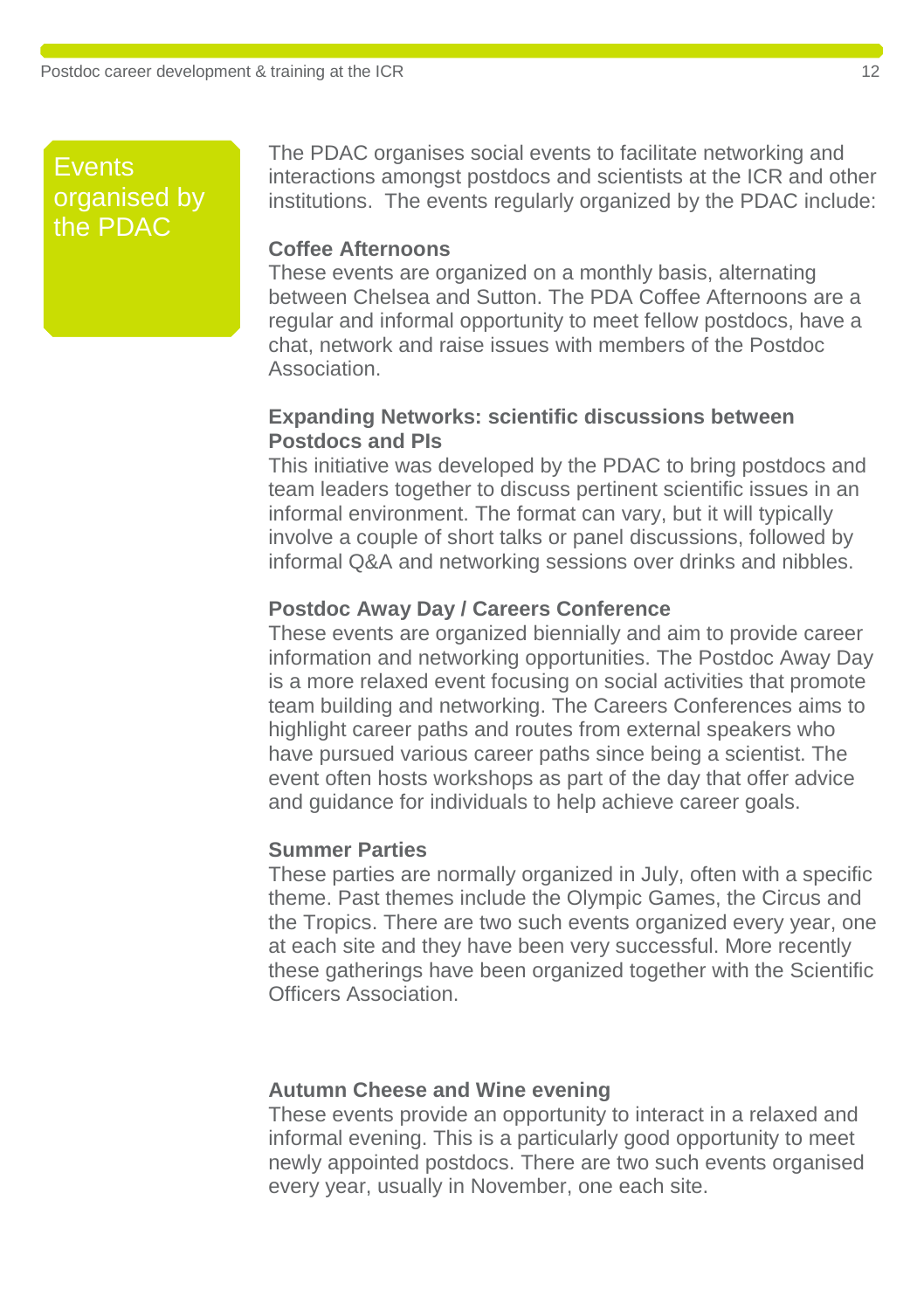## Events organised by the PDAC

The PDAC organises social events to facilitate networking and interactions amongst postdocs and scientists at the ICR and other institutions. The events regularly organized by the PDAC include:

### Coffee Afternoons

These events are organized on a monthly basis, alternating between Chelsea and Sutton. The PDA Coffee Afternoons are a regular and informal opportunity to meet fellow postdocs, have a chat, network and raise issues with members of the Postdoc Association.

### Expanding Networks: scientific discussions between Postdocs and PIs

This initiative was developed by the PDAC to bring postdocs and team leaders together to discuss pertinent scientific issues in an informal environment. The format can vary, but it will typically involve a couple of short talks or panel discussions, followed by informal Q&A and networking sessions over drinks and nibbles.

### Postdoc Away Day / Careers Conference

These events are organized biennially and aim to provide career information and networking opportunities. The Postdoc Away Day is a more relaxed event focusing on social activities that promote team building and networking. The Careers Conferences aims to highlight career paths and routes from external speakers who have pursued various career paths since being a scientist. The event often hosts workshops as part of the day that offer advice and guidance for individuals to help achieve career goals.

### Summer Parties

These parties are normally organized in July, often with a specific theme. Past themes include the Olympic Games, the Circus and the Tropics. There are two such events organized every year, one at each site and they have been very successful. More recently these gatherings have been organized together with the Scientific Officers Association.

### Autumn Cheese and Wine evening

These events provide an opportunity to interact in a relaxed and informal evening. This is a particularly good opportunity to meet newly appointed postdocs. There are two such events organised every year, usually in November, one each site.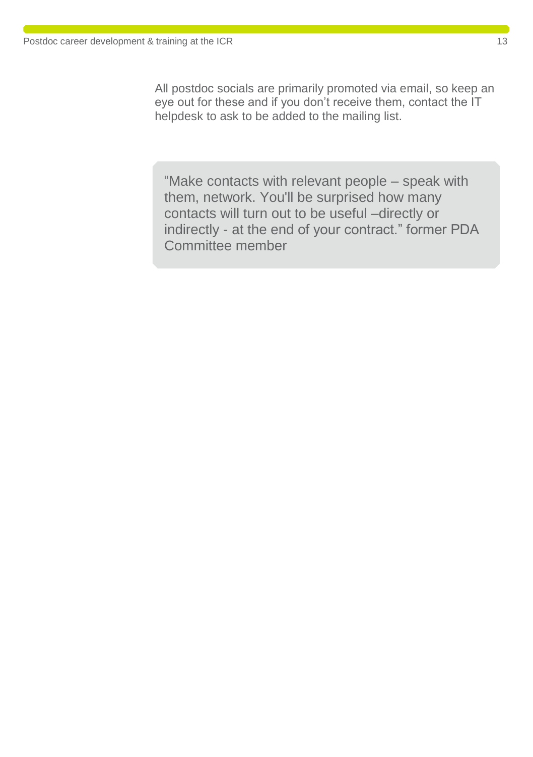All postdoc socials are primarily promoted via email, so keep an eye out for these and if you don't receive them, contact the IT helpdesk to ask to be added to the mailing list.

> "Make contacts with relevant people – speak with them, network. You'll be surprised how many contacts will turn out to be useful –directly or indirectly - at the end of your contract." former PDA Committee member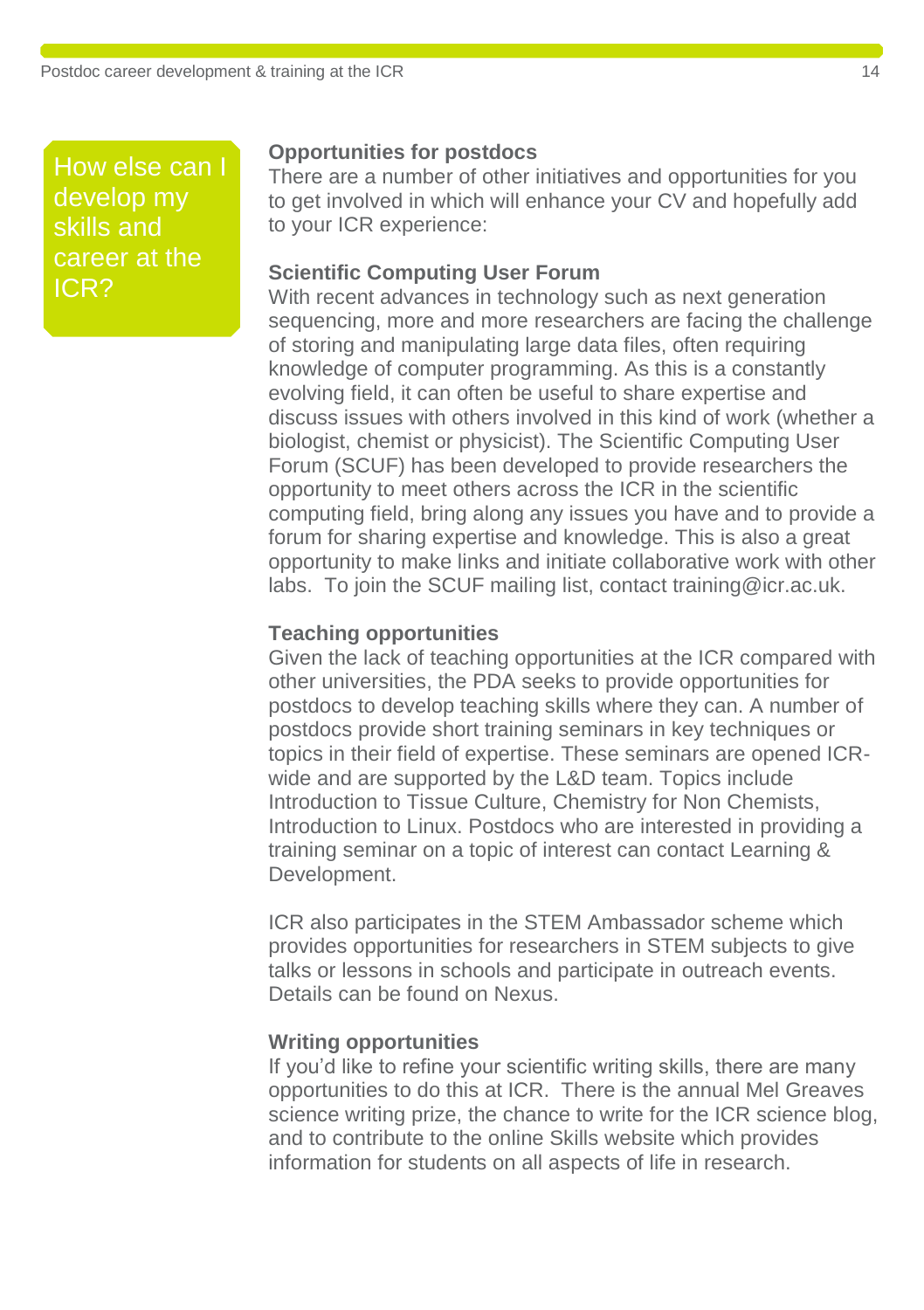## How else can I develop my skills and career at the ICR?

### Opportunities for postdocs

There are a number of other initiatives and opportunities for you to get involved in which will enhance your CV and hopefully add to your ICR experience:

### Scientific Computing User Forum

With recent advances in technology such as next generation sequencing, more and more researchers are facing the challenge of storing and manipulating large data files, often requiring knowledge of computer programming. As this is a constantly evolving field, it can often be useful to share expertise and discuss issues with others involved in this kind of work (whether a biologist, chemist or physicist). The Scientific Computing User Forum (SCUF) has been developed to provide researchers the opportunity to meet others across the ICR in the scientific computing field, bring along any issues you have and to provide a forum for sharing expertise and knowledge. This is also a great opportunity to make links and initiate collaborative work with other labs. To join the SCUF mailing list, contact training@icr.ac.uk.

### Teaching opportunities

Given the lack of teaching opportunities at the ICR compared with other universities, the PDA seeks to provide opportunities for postdocs to develop teaching skills where they can. A number of postdocs provide short training seminars in key techniques or topics in their field of expertise. These seminars are opened ICR-wide and are supported by the L&D team. Topics include Introduction to Tissue Culture, Chemistry for Non Chemists, Introduction to Linux. Postdocs who are interested in providing a training seminar on a topic of interest can contact Learning & Development.

ICR also participates in the STEM Ambassador scheme which provides opportunities for researchers in STEM subjects to give talks or lessons in schools and participate in outreach events. Details can be found on Nexus.

### Writing opportunities

If you'd like to refine your scientific writing skills, there are many opportunities to do this at ICR. There is the annual Mel Greaves science writing prize, the chance to write for the ICR science blog, and to contribute to the online Skills website which provides information for students on all aspects of life in research.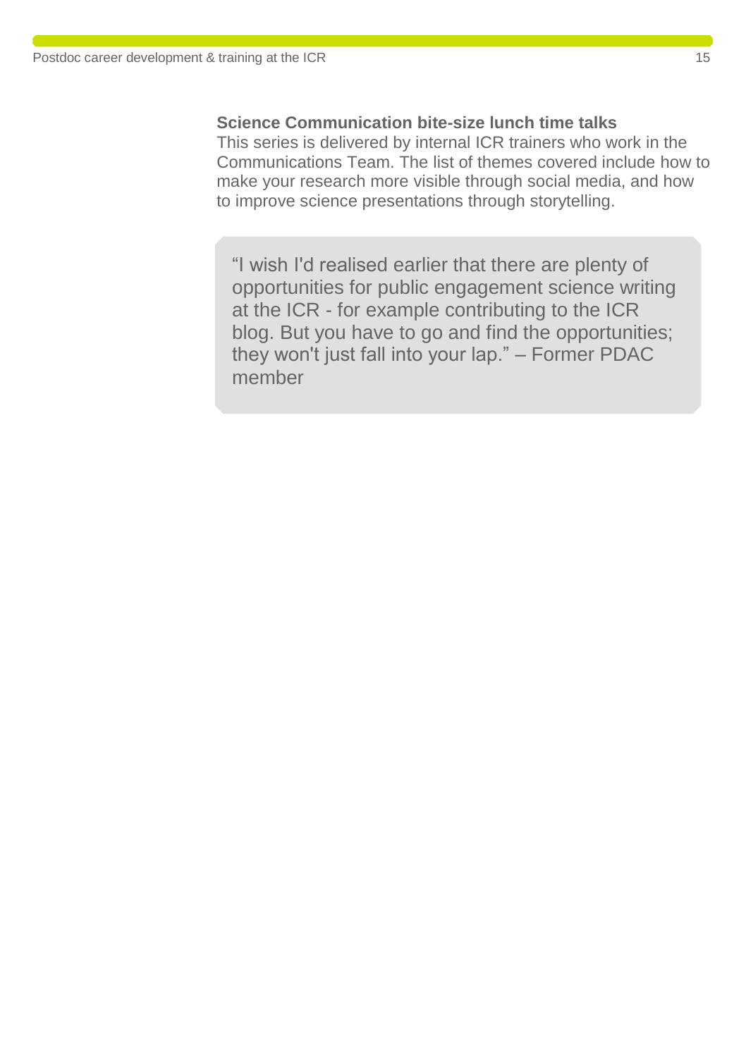**Science Communication bite-size lunch time talks**

This series is delivered by internal ICR trainers who work in the Communications Team. The list of themes covered include how to make your research more visible through social media, and how to improve science presentations through storytelling.

> “I wish I'd realised earlier that there are plenty of opportunities for public engagement science writing at the ICR - for example contributing to the ICR blog. But you have to go and find the opportunities; they won't just fall into your lap.” – Former PDAC member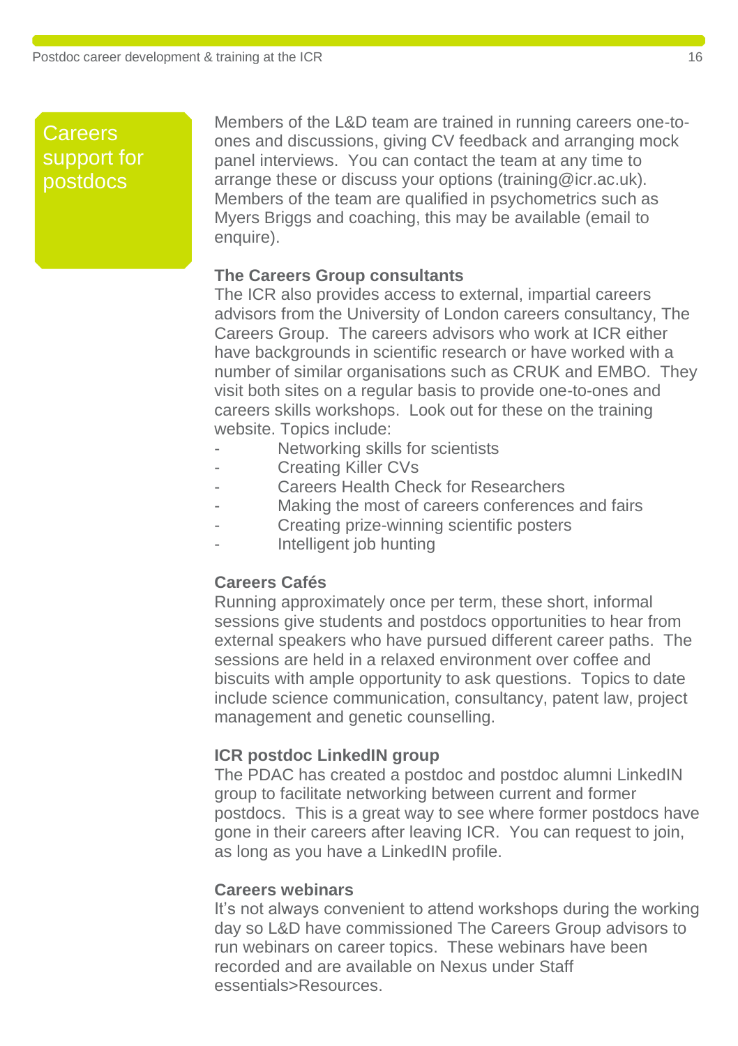## Careers support for postdocs

Members of the L&D team are trained in running careers one-to-ones and discussions, giving CV feedback and arranging mock panel interviews. You can contact the team at any time to arrange these or discuss your options (training@icr.ac.uk). Members of the team are qualified in psychometrics such as Myers Briggs and coaching, this may be available (email to enquire).

**The Careers Group consultants**

The ICR also provides access to external, impartial careers advisors from the University of London careers consultancy, The Careers Group. The careers advisors who work at ICR either have backgrounds in scientific research or have worked with a number of similar organisations such as CRUK and EMBO. They visit both sites on a regular basis to provide one-to-ones and careers skills workshops. Look out for these on the training website. Topics include:

- Networking skills for scientists
- Creating Killer CVs
- Careers Health Check for Researchers
- Making the most of careers conferences and fairs
- Creating prize-winning scientific posters
- Intelligent job hunting

**Careers Cafés**

Running approximately once per term, these short, informal sessions give students and postdocs opportunities to hear from external speakers who have pursued different career paths. The sessions are held in a relaxed environment over coffee and biscuits with ample opportunity to ask questions. Topics to date include science communication, consultancy, patent law, project management and genetic counselling.

**ICR postdoc LinkedIN group**

The PDAC has created a postdoc and postdoc alumni LinkedIN group to facilitate networking between current and former postdocs. This is a great way to see where former postdocs have gone in their careers after leaving ICR. You can request to join, as long as you have a LinkedIN profile.

**Careers webinars**

It's not always convenient to attend workshops during the working day so L&D have commissioned The Careers Group advisors to run webinars on career topics. These webinars have been recorded and are available on Nexus under Staff essentials>Resources.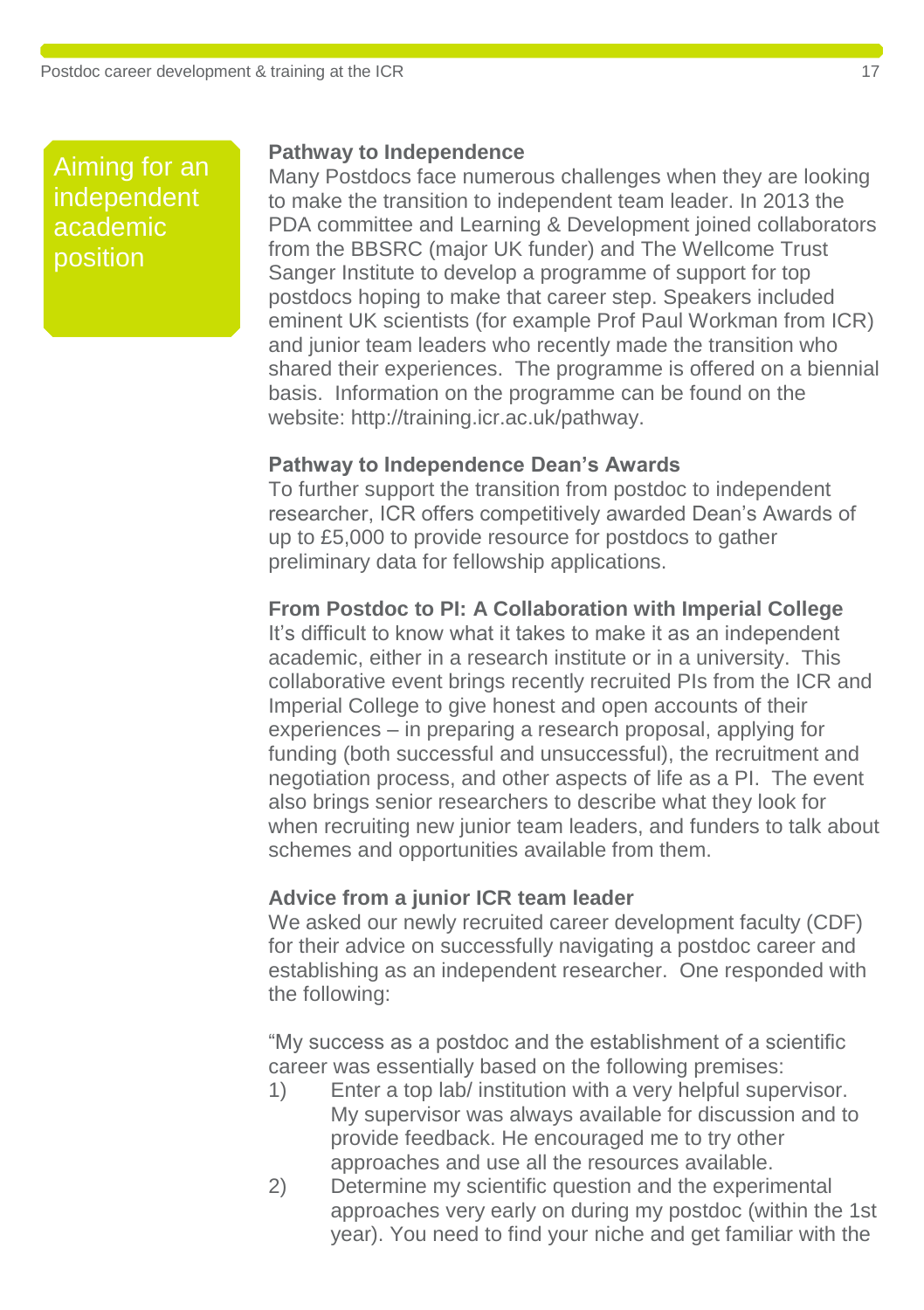## Aiming for an independent academic position

### Pathway to Independence

Many Postdocs face numerous challenges when they are looking to make the transition to independent team leader. In 2013 the PDA committee and Learning & Development joined collaborators from the BBSRC (major UK funder) and The Wellcome Trust Sanger Institute to develop a programme of support for top postdocs hoping to make that career step. Speakers included eminent UK scientists (for example Prof Paul Workman from ICR) and junior team leaders who recently made the transition who shared their experiences. The programme is offered on a biennial basis. Information on the programme can be found on the website: http://training.icr.ac.uk/pathway.

### Pathway to Independence Dean's Awards

To further support the transition from postdoc to independent researcher, ICR offers competitively awarded Dean's Awards of up to £5,000 to provide resource for postdocs to gather preliminary data for fellowship applications.

### From Postdoc to PI: A Collaboration with Imperial College

It's difficult to know what it takes to make it as an independent academic, either in a research institute or in a university. This collaborative event brings recently recruited PIs from the ICR and Imperial College to give honest and open accounts of their experiences – in preparing a research proposal, applying for funding (both successful and unsuccessful), the recruitment and negotiation process, and other aspects of life as a PI. The event also brings senior researchers to describe what they look for when recruiting new junior team leaders, and funders to talk about schemes and opportunities available from them.

### Advice from a junior ICR team leader

We asked our newly recruited career development faculty (CDF) for their advice on successfully navigating a postdoc career and establishing as an independent researcher. One responded with the following:

"My success as a postdoc and the establishment of a scientific career was essentially based on the following premises:

1) Enter a top lab/ institution with a very helpful supervisor. My supervisor was always available for discussion and to provide feedback. He encouraged me to try other approaches and use all the resources available.
2) Determine my scientific question and the experimental approaches very early on during my postdoc (within the 1st year). You need to find your niche and get familiar with the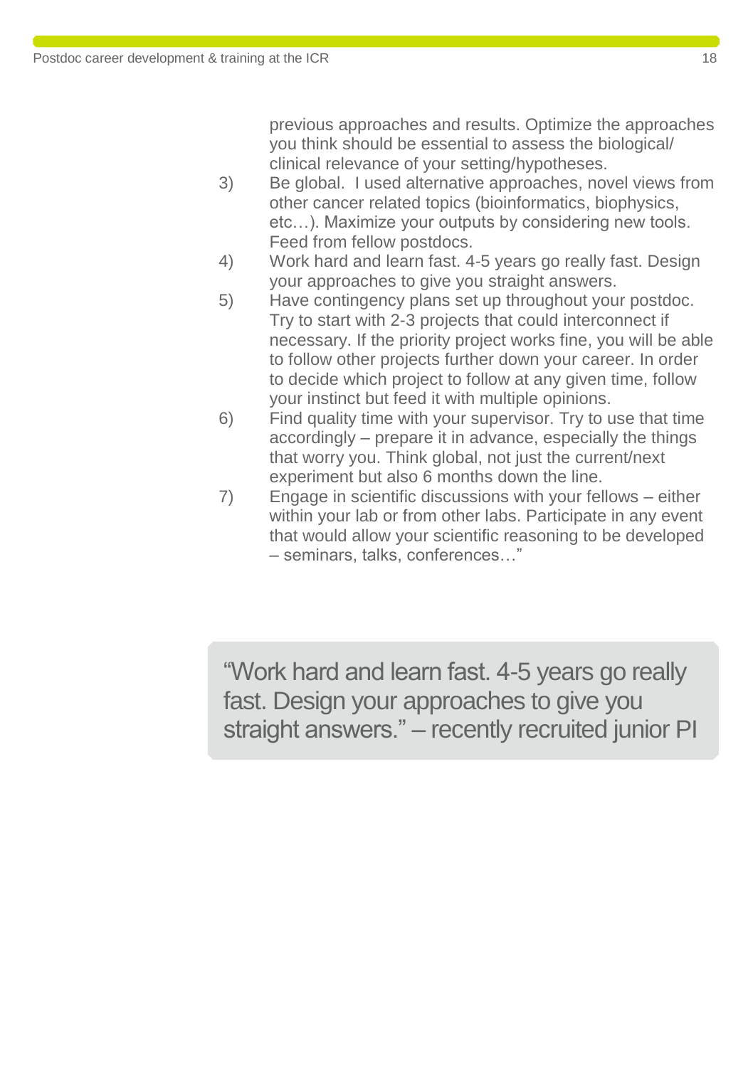previous approaches and results. Optimize the approaches you think should be essential to assess the biological/ clinical relevance of your setting/hypotheses.

3) Be global. I used alternative approaches, novel views from other cancer related topics (bioinformatics, biophysics, etc…). Maximize your outputs by considering new tools. Feed from fellow postdocs.
4) Work hard and learn fast. 4-5 years go really fast. Design your approaches to give you straight answers.
5) Have contingency plans set up throughout your postdoc. Try to start with 2-3 projects that could interconnect if necessary. If the priority project works fine, you will be able to follow other projects further down your career. In order to decide which project to follow at any given time, follow your instinct but feed it with multiple opinions.
6) Find quality time with your supervisor. Try to use that time accordingly – prepare it in advance, especially the things that worry you. Think global, not just the current/next experiment but also 6 months down the line.
7) Engage in scientific discussions with your fellows – either within your lab or from other labs. Participate in any event that would allow your scientific reasoning to be developed – seminars, talks, conferences…"

> "Work hard and learn fast. 4-5 years go really fast. Design your approaches to give you straight answers." – recently recruited junior PI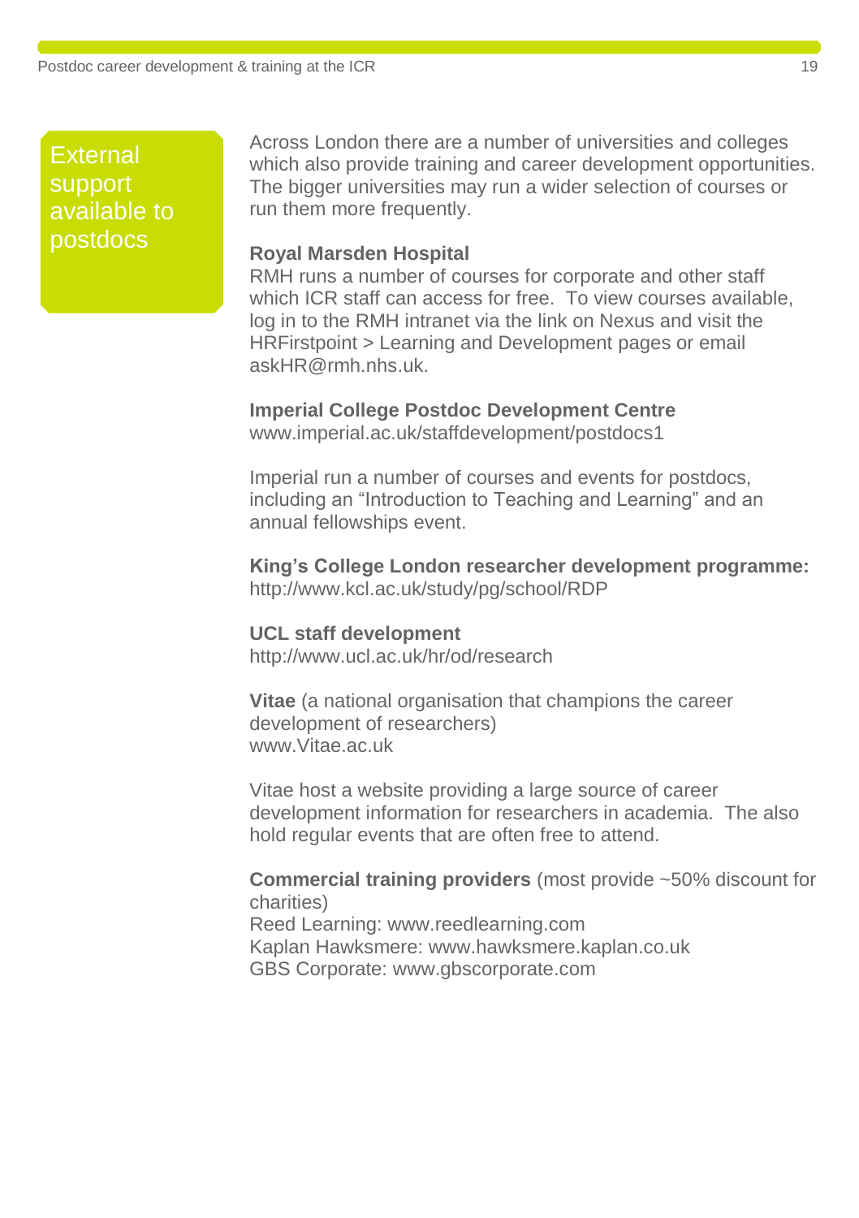## External support available to postdocs

Across London there are a number of universities and colleges which also provide training and career development opportunities. The bigger universities may run a wider selection of courses or run them more frequently.

**Royal Marsden Hospital**
RMH runs a number of courses for corporate and other staff which ICR staff can access for free. To view courses available, log in to the RMH intranet via the link on Nexus and visit the HRFirstpoint > Learning and Development pages or email askHR@rmh.nhs.uk.

**Imperial College Postdoc Development Centre**
www.imperial.ac.uk/staffdevelopment/postdocs1

Imperial run a number of courses and events for postdocs, including an “Introduction to Teaching and Learning” and an annual fellowships event.

**King’s College London researcher development programme:**
http://www.kcl.ac.uk/study/pg/school/RDP

**UCL staff development**
http://www.ucl.ac.uk/hr/od/research

**Vitae** (a national organisation that champions the career development of researchers)
www.Vitae.ac.uk

Vitae host a website providing a large source of career development information for researchers in academia. The also hold regular events that are often free to attend.

**Commercial training providers** (most provide ~50% discount for charities)
Reed Learning: www.reedlearning.com
Kaplan Hawksmere: www.hawksmere.kaplan.co.uk
GBS Corporate: www.gbscorporate.com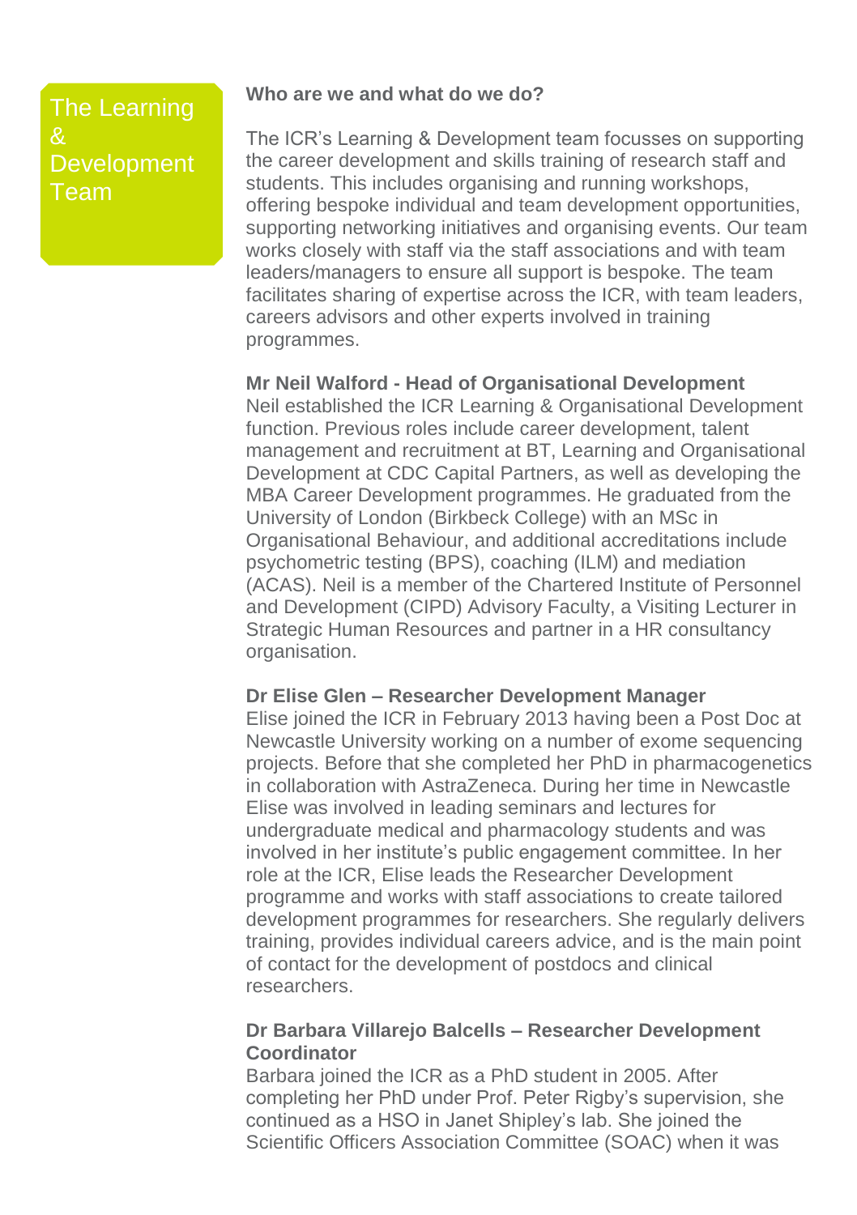# The Learning & Development Team

**Who are we and what do we do?**

The ICR's Learning & Development team focusses on supporting the career development and skills training of research staff and students. This includes organising and running workshops, offering bespoke individual and team development opportunities, supporting networking initiatives and organising events. Our team works closely with staff via the staff associations and with team leaders/managers to ensure all support is bespoke. The team facilitates sharing of expertise across the ICR, with team leaders, careers advisors and other experts involved in training programmes.

**Mr Neil Walford - Head of Organisational Development**

Neil established the ICR Learning & Organisational Development function. Previous roles include career development, talent management and recruitment at BT, Learning and Organisational Development at CDC Capital Partners, as well as developing the MBA Career Development programmes. He graduated from the University of London (Birkbeck College) with an MSc in Organisational Behaviour, and additional accreditations include psychometric testing (BPS), coaching (ILM) and mediation (ACAS). Neil is a member of the Chartered Institute of Personnel and Development (CIPD) Advisory Faculty, a Visiting Lecturer in Strategic Human Resources and partner in a HR consultancy organisation.

**Dr Elise Glen – Researcher Development Manager**

Elise joined the ICR in February 2013 having been a Post Doc at Newcastle University working on a number of exome sequencing projects. Before that she completed her PhD in pharmacogenetics in collaboration with AstraZeneca. During her time in Newcastle Elise was involved in leading seminars and lectures for undergraduate medical and pharmacology students and was involved in her institute's public engagement committee. In her role at the ICR, Elise leads the Researcher Development programme and works with staff associations to create tailored development programmes for researchers. She regularly delivers training, provides individual careers advice, and is the main point of contact for the development of postdocs and clinical researchers.

**Dr Barbara Villarejo Balcells – Researcher Development Coordinator**

Barbara joined the ICR as a PhD student in 2005. After completing her PhD under Prof. Peter Rigby's supervision, she continued as a HSO in Janet Shipley's lab. She joined the Scientific Officers Association Committee (SOAC) when it was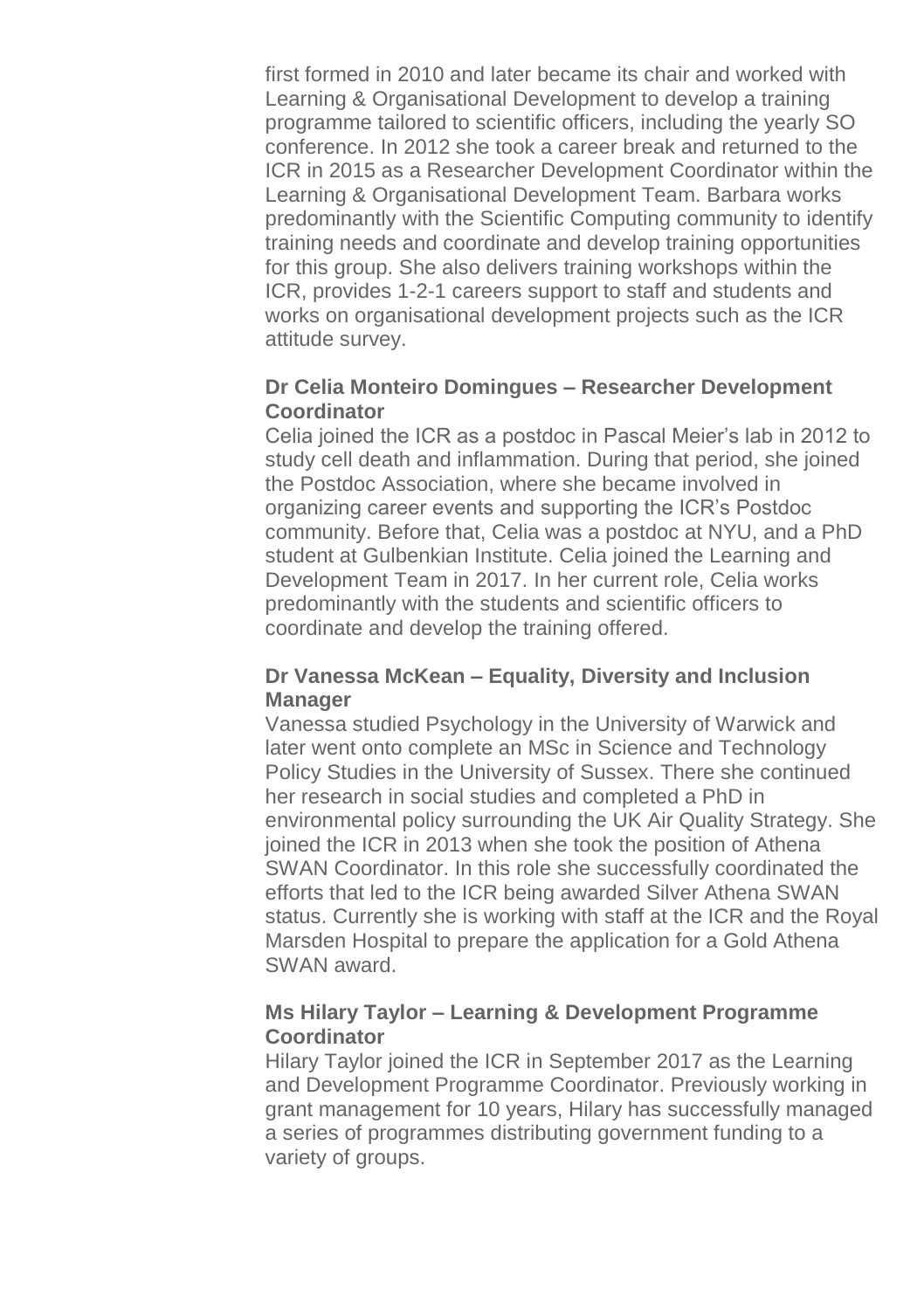first formed in 2010 and later became its chair and worked with Learning & Organisational Development to develop a training programme tailored to scientific officers, including the yearly SO conference. In 2012 she took a career break and returned to the ICR in 2015 as a Researcher Development Coordinator within the Learning & Organisational Development Team. Barbara works predominantly with the Scientific Computing community to identify training needs and coordinate and develop training opportunities for this group. She also delivers training workshops within the ICR, provides 1-2-1 careers support to staff and students and works on organisational development projects such as the ICR attitude survey.

**Dr Celia Monteiro Domingues – Researcher Development Coordinator**
Celia joined the ICR as a postdoc in Pascal Meier's lab in 2012 to study cell death and inflammation. During that period, she joined the Postdoc Association, where she became involved in organizing career events and supporting the ICR's Postdoc community. Before that, Celia was a postdoc at NYU, and a PhD student at Gulbenkian Institute. Celia joined the Learning and Development Team in 2017. In her current role, Celia works predominantly with the students and scientific officers to coordinate and develop the training offered.

**Dr Vanessa McKean – Equality, Diversity and Inclusion Manager**
Vanessa studied Psychology in the University of Warwick and later went onto complete an MSc in Science and Technology Policy Studies in the University of Sussex. There she continued her research in social studies and completed a PhD in environmental policy surrounding the UK Air Quality Strategy. She joined the ICR in 2013 when she took the position of Athena SWAN Coordinator. In this role she successfully coordinated the efforts that led to the ICR being awarded Silver Athena SWAN status. Currently she is working with staff at the ICR and the Royal Marsden Hospital to prepare the application for a Gold Athena SWAN award.

**Ms Hilary Taylor – Learning & Development Programme Coordinator**
Hilary Taylor joined the ICR in September 2017 as the Learning and Development Programme Coordinator. Previously working in grant management for 10 years, Hilary has successfully managed a series of programmes distributing government funding to a variety of groups.